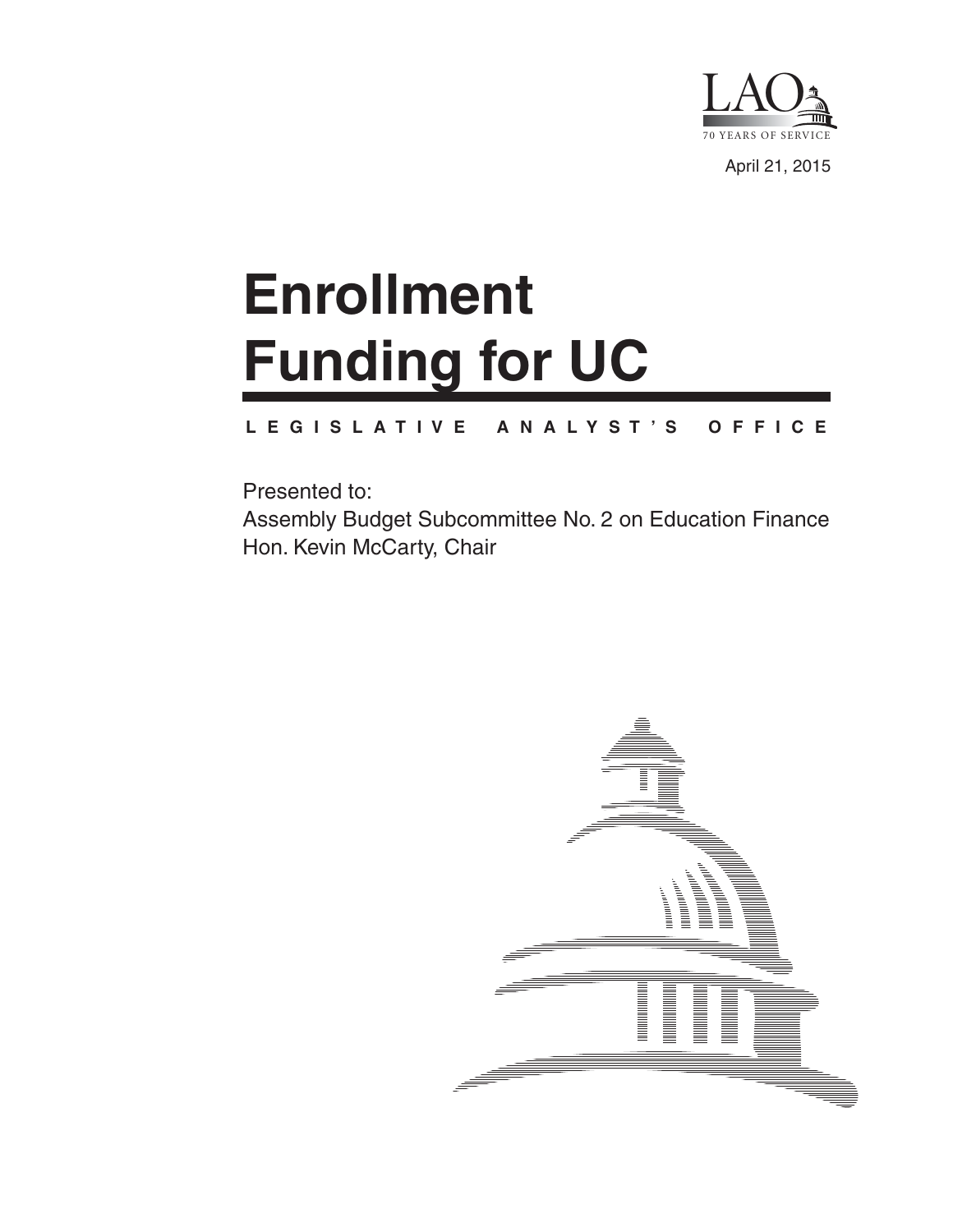LAO

70 YEARS OF SERVICE

April 21, 2015

# Enrollment Funding for UC

LEGISLATIVE ANALYST'S OFFICE

Presented to:

Assembly Budget Subcommittee No. 2 on Education Finance

Hon. Kevin McCarty, Chair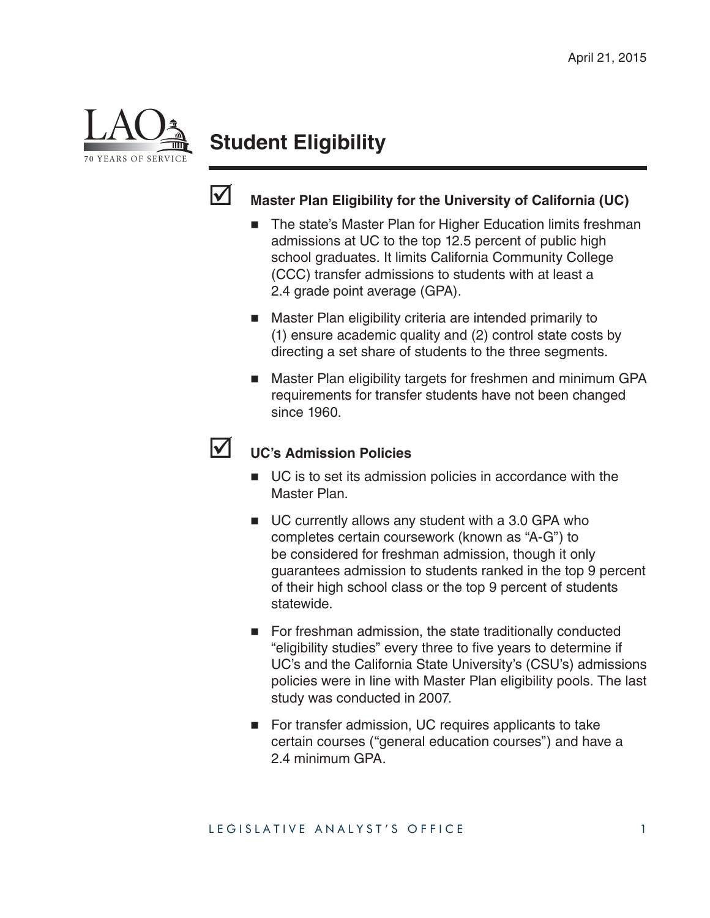April 21, 2015

# Student Eligibility

## ☑ Master Plan Eligibility for the University of California (UC)

- The state's Master Plan for Higher Education limits freshman admissions at UC to the top 12.5 percent of public high school graduates. It limits California Community College (CCC) transfer admissions to students with at least a 2.4 grade point average (GPA).
- Master Plan eligibility criteria are intended primarily to (1) ensure academic quality and (2) control state costs by directing a set share of students to the three segments.
- Master Plan eligibility targets for freshmen and minimum GPA requirements for transfer students have not been changed since 1960.

## ☑ UC's Admission Policies

- UC is to set its admission policies in accordance with the Master Plan.
- UC currently allows any student with a 3.0 GPA who completes certain coursework (known as "A-G") to be considered for freshman admission, though it only guarantees admission to students ranked in the top 9 percent of their high school class or the top 9 percent of students statewide.
- For freshman admission, the state traditionally conducted "eligibility studies" every three to five years to determine if UC's and the California State University's (CSU's) admissions policies were in line with Master Plan eligibility pools. The last study was conducted in 2007.
- For transfer admission, UC requires applicants to take certain courses ("general education courses") and have a 2.4 minimum GPA.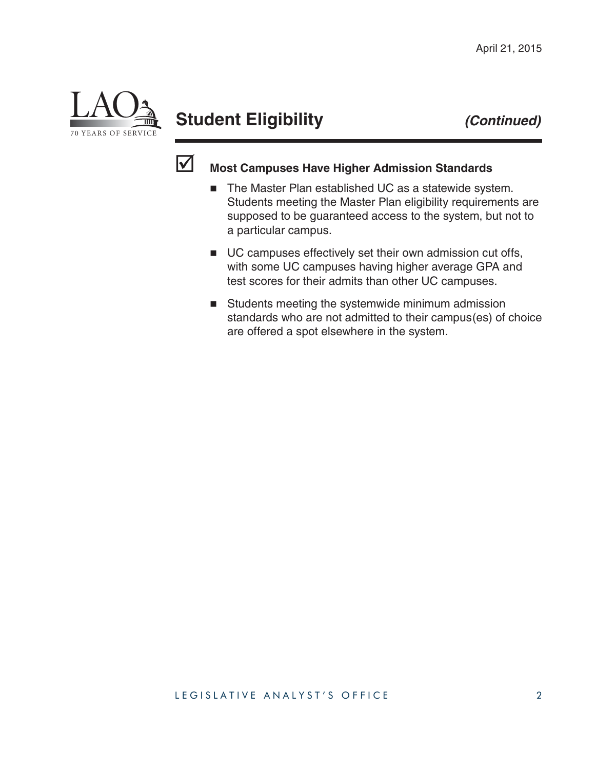## Student Eligibility *(Continued)*

☑ **Most Campuses Have Higher Admission Standards**

- The Master Plan established UC as a statewide system. Students meeting the Master Plan eligibility requirements are supposed to be guaranteed access to the system, but not to a particular campus.
- UC campuses effectively set their own admission cut offs, with some UC campuses having higher average GPA and test scores for their admits than other UC campuses.
- Students meeting the systemwide minimum admission standards who are not admitted to their campus(es) of choice are offered a spot elsewhere in the system.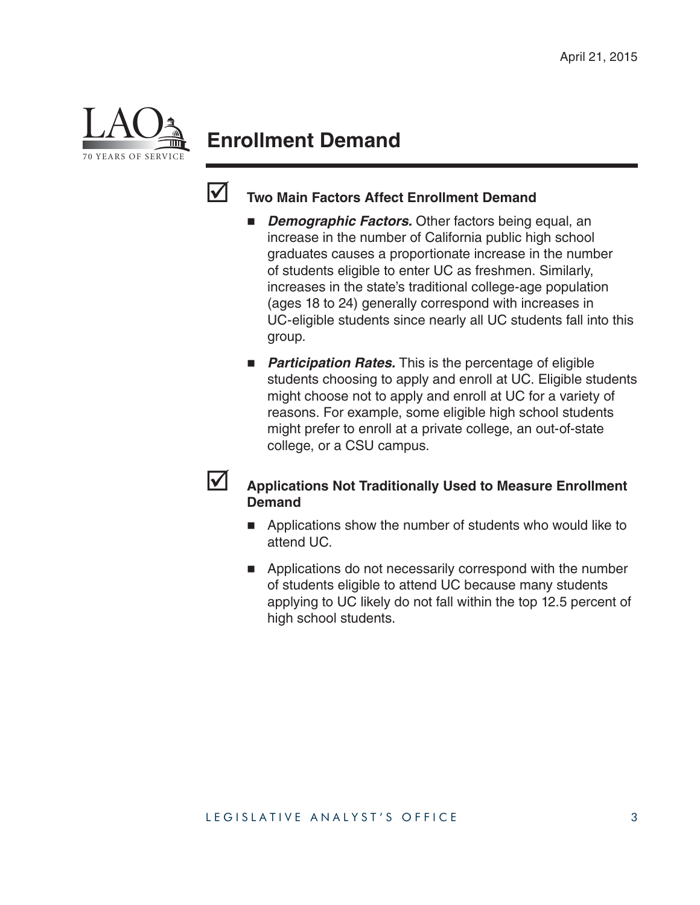## Enrollment Demand

### ☑ Two Main Factors Affect Enrollment Demand

- ***Demographic Factors.*** Other factors being equal, an increase in the number of California public high school graduates causes a proportionate increase in the number of students eligible to enter UC as freshmen. Similarly, increases in the state's traditional college-age population (ages 18 to 24) generally correspond with increases in UC-eligible students since nearly all UC students fall into this group.
- ***Participation Rates.*** This is the percentage of eligible students choosing to apply and enroll at UC. Eligible students might choose not to apply and enroll at UC for a variety of reasons. For example, some eligible high school students might prefer to enroll at a private college, an out-of-state college, or a CSU campus.

### ☑ Applications Not Traditionally Used to Measure Enrollment Demand

- Applications show the number of students who would like to attend UC.
- Applications do not necessarily correspond with the number of students eligible to attend UC because many students applying to UC likely do not fall within the top 12.5 percent of high school students.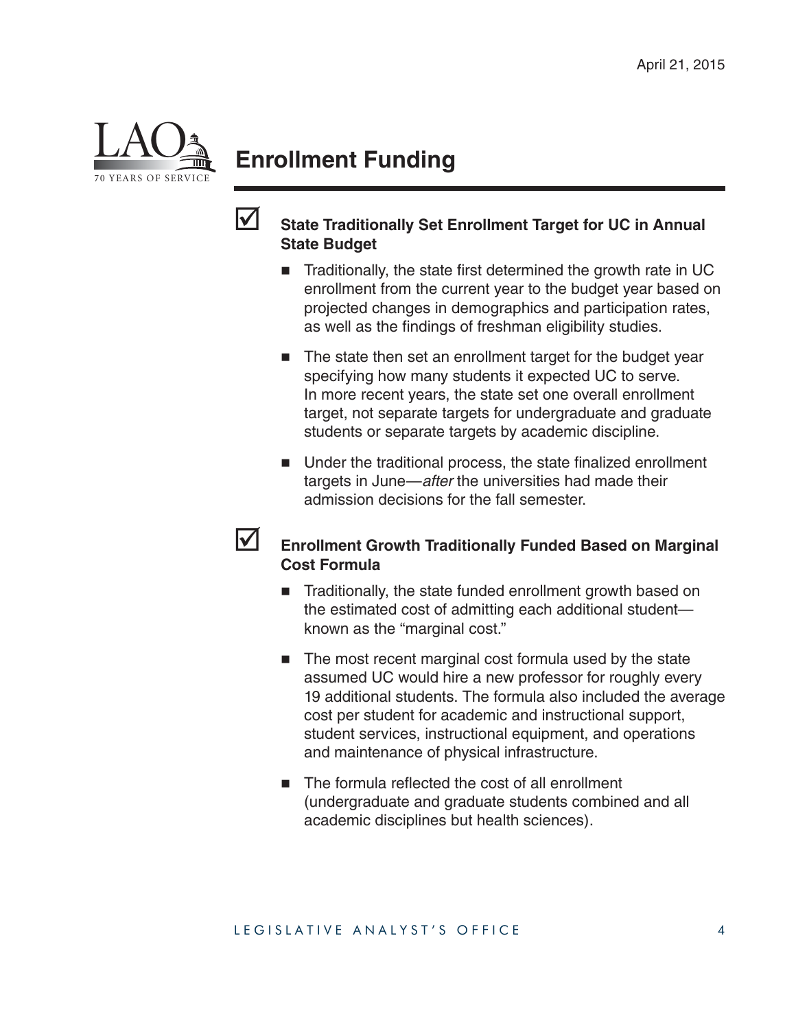## Enrollment Funding

### State Traditionally Set Enrollment Target for UC in Annual State Budget

- Traditionally, the state first determined the growth rate in UC enrollment from the current year to the budget year based on projected changes in demographics and participation rates, as well as the findings of freshman eligibility studies.
- The state then set an enrollment target for the budget year specifying how many students it expected UC to serve. In more recent years, the state set one overall enrollment target, not separate targets for undergraduate and graduate students or separate targets by academic discipline.
- Under the traditional process, the state finalized enrollment targets in June—*after* the universities had made their admission decisions for the fall semester.

### Enrollment Growth Traditionally Funded Based on Marginal Cost Formula

- Traditionally, the state funded enrollment growth based on the estimated cost of admitting each additional student—known as the "marginal cost."
- The most recent marginal cost formula used by the state assumed UC would hire a new professor for roughly every 19 additional students. The formula also included the average cost per student for academic and instructional support, student services, instructional equipment, and operations and maintenance of physical infrastructure.
- The formula reflected the cost of all enrollment (undergraduate and graduate students combined and all academic disciplines but health sciences).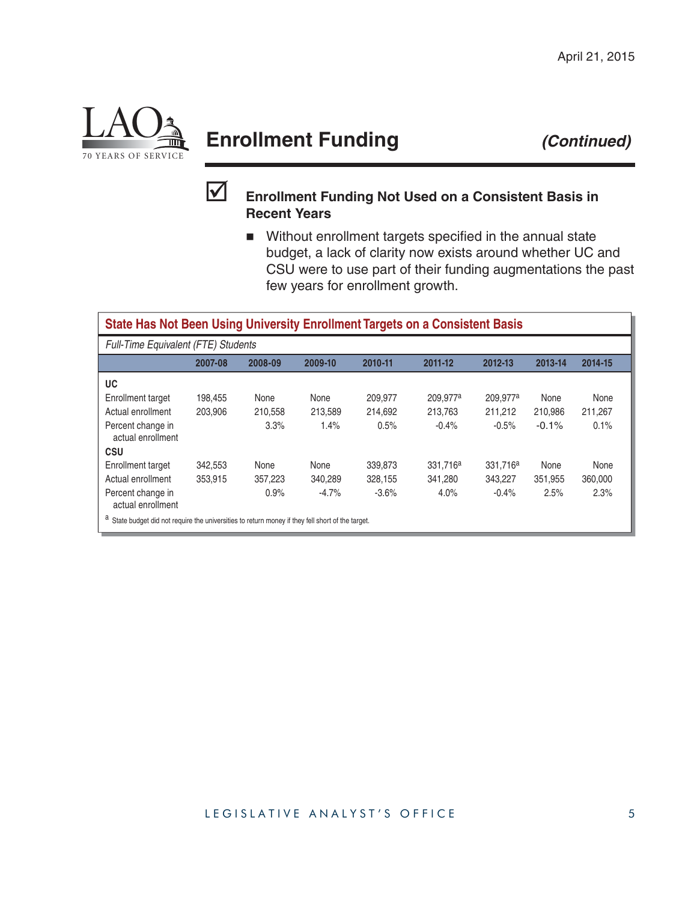## Enrollment Funding *(Continued)*

☑ **Enrollment Funding Not Used on a Consistent Basis in Recent Years**

- Without enrollment targets specified in the annual state budget, a lack of clarity now exists around whether UC and CSU were to use part of their funding augmentations the past few years for enrollment growth.

**State Has Not Been Using University Enrollment Targets on a Consistent Basis**

*Full-Time Equivalent (FTE) Students*

| | 2007-08 | 2008-09 | 2009-10 | 2010-11 | 2011-12 | 2012-13 | 2013-14 | 2014-15 |
|---|---|---|---|---|---|---|---|---|
| **UC** | | | | | | | | |
| Enrollment target | 198,455 | None | None | 209,977 | 209,977[a] | 209,977[a] | None | None |
| Actual enrollment | 203,906 | 210,558 | 213,589 | 214,692 | 213,763 | 211,212 | 210,986 | 211,267 |
| Percent change in actual enrollment | | 3.3% | 1.4% | 0.5% | -0.4% | -0.5% | -0.1% | 0.1% |
| **CSU** | | | | | | | | |
| Enrollment target | 342,553 | None | None | 339,873 | 331,716[a] | 331,716[a] | None | None |
| Actual enrollment | 353,915 | 357,223 | 340,289 | 328,155 | 341,280 | 343,227 | 351,955 | 360,000 |
| Percent change in actual enrollment | | 0.9% | -4.7% | -3.6% | 4.0% | -0.4% | 2.5% | 2.3% |

[a] State budget did not require the universities to return money if they fell short of the target.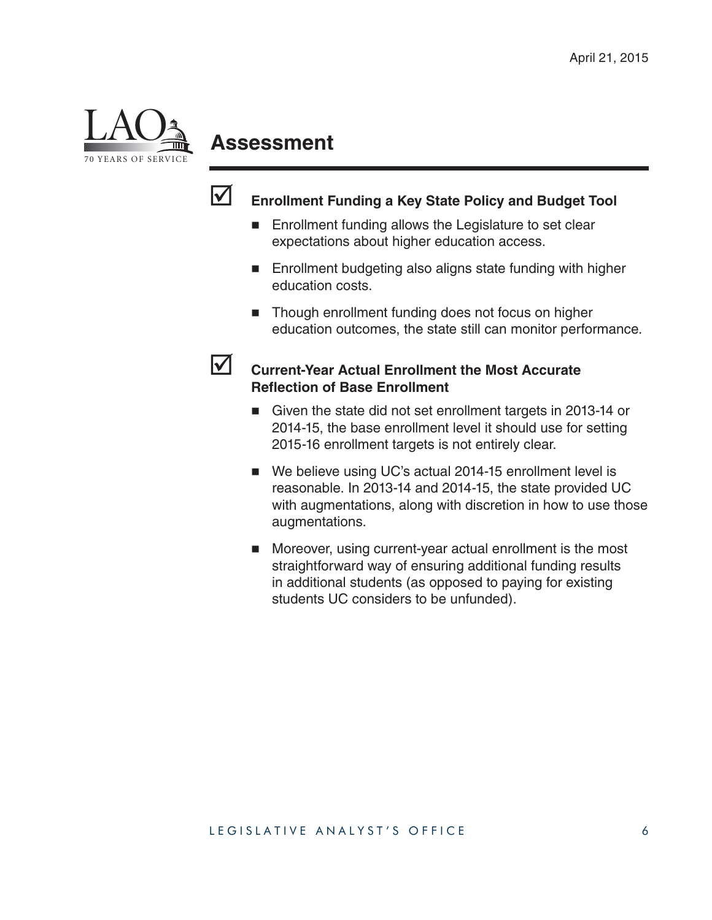# Assessment

☑ **Enrollment Funding a Key State Policy and Budget Tool**

- Enrollment funding allows the Legislature to set clear expectations about higher education access.
- Enrollment budgeting also aligns state funding with higher education costs.
- Though enrollment funding does not focus on higher education outcomes, the state still can monitor performance.

☑ **Current-Year Actual Enrollment the Most Accurate Reflection of Base Enrollment**

- Given the state did not set enrollment targets in 2013-14 or 2014-15, the base enrollment level it should use for setting 2015-16 enrollment targets is not entirely clear.
- We believe using UC's actual 2014-15 enrollment level is reasonable. In 2013-14 and 2014-15, the state provided UC with augmentations, along with discretion in how to use those augmentations.
- Moreover, using current-year actual enrollment is the most straightforward way of ensuring additional funding results in additional students (as opposed to paying for existing students UC considers to be unfunded).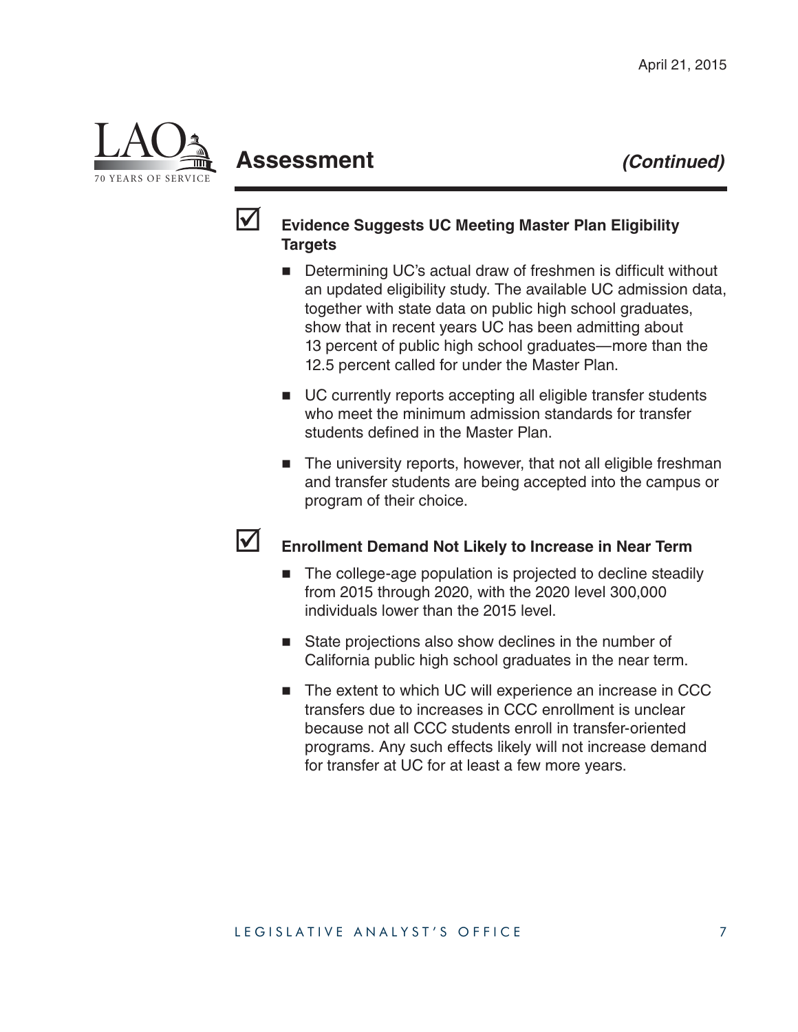## Assessement *(Continued)*

### ☑ Evidence Suggests UC Meeting Master Plan Eligibility Targets

- Determining UC's actual draw of freshmen is difficult without an updated eligibility study. The available UC admission data, together with state data on public high school graduates, show that in recent years UC has been admitting about 13 percent of public high school graduates—more than the 12.5 percent called for under the Master Plan.
- UC currently reports accepting all eligible transfer students who meet the minimum admission standards for transfer students defined in the Master Plan.
- The university reports, however, that not all eligible freshman and transfer students are being accepted into the campus or program of their choice.

### ☑ Enrollment Demand Not Likely to Increase in Near Term

- The college-age population is projected to decline steadily from 2015 through 2020, with the 2020 level 300,000 individuals lower than the 2015 level.
- State projections also show declines in the number of California public high school graduates in the near term.
- The extent to which UC will experience an increase in CCC transfers due to increases in CCC enrollment is unclear because not all CCC students enroll in transfer-oriented programs. Any such effects likely will not increase demand for transfer at UC for at least a few more years.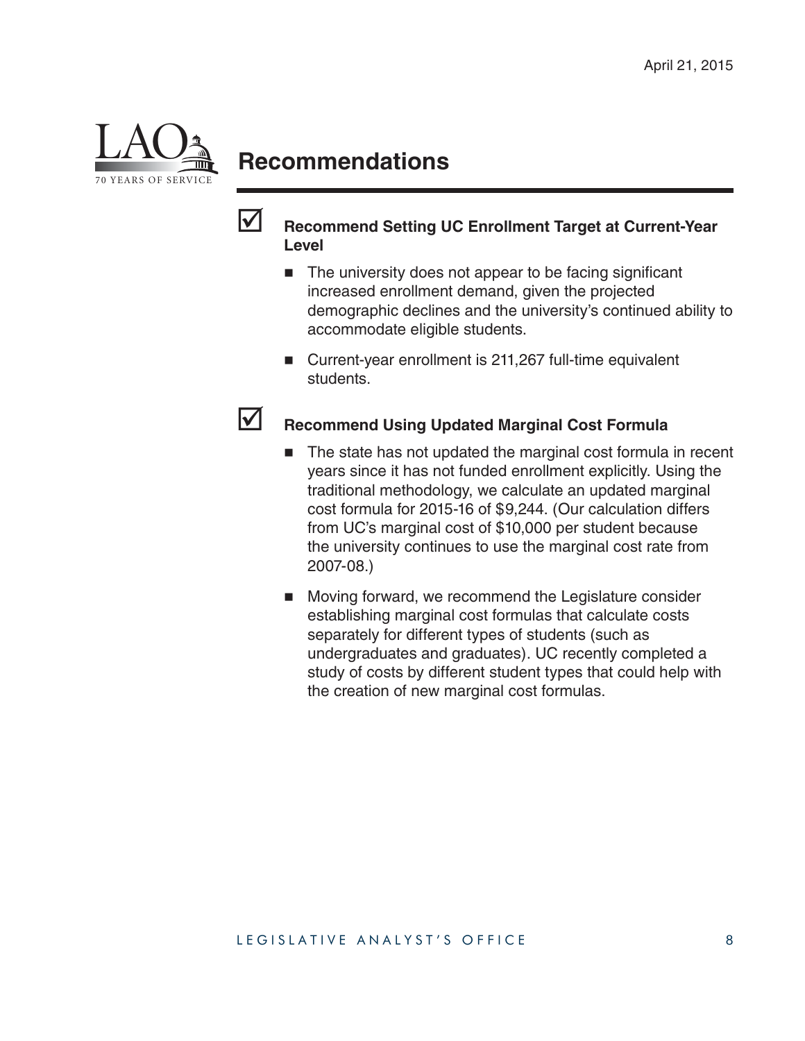## Recommendations

☑ **Recommend Setting UC Enrollment Target at Current-Year Level**

- The university does not appear to be facing significant increased enrollment demand, given the projected demographic declines and the university's continued ability to accommodate eligible students.
- Current-year enrollment is 211,267 full-time equivalent students.

☑ **Recommend Using Updated Marginal Cost Formula**

- The state has not updated the marginal cost formula in recent years since it has not funded enrollment explicitly. Using the traditional methodology, we calculate an updated marginal cost formula for 2015-16 of $9,244. (Our calculation differs from UC's marginal cost of $10,000 per student because the university continues to use the marginal cost rate from 2007-08.)
- Moving forward, we recommend the Legislature consider establishing marginal cost formulas that calculate costs separately for different types of students (such as undergraduates and graduates). UC recently completed a study of costs by different student types that could help with the creation of new marginal cost formulas.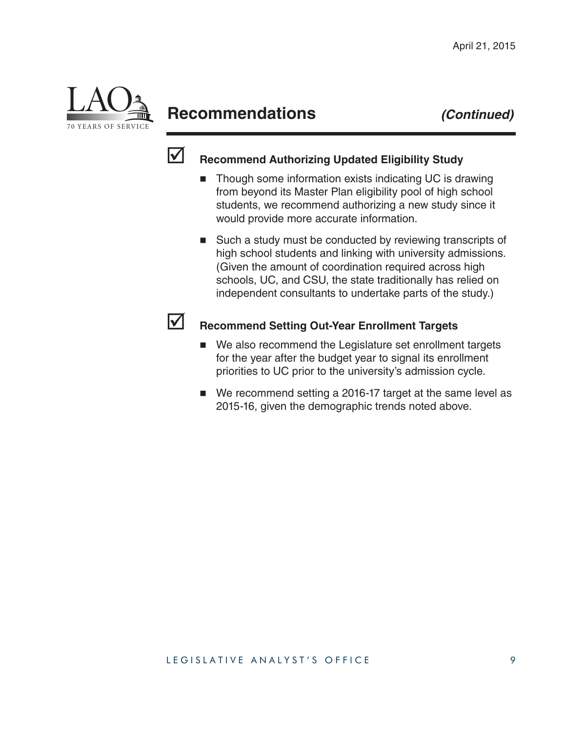## Recommendations *(Continued)*

☑ **Recommend Authorizing Updated Eligibility Study**

- Though some information exists indicating UC is drawing from beyond its Master Plan eligibility pool of high school students, we recommend authorizing a new study since it would provide more accurate information.
- Such a study must be conducted by reviewing transcripts of high school students and linking with university admissions. (Given the amount of coordination required across high schools, UC, and CSU, the state traditionally has relied on independent consultants to undertake parts of the study.)

☑ **Recommend Setting Out-Year Enrollment Targets**

- We also recommend the Legislature set enrollment targets for the year after the budget year to signal its enrollment priorities to UC prior to the university's admission cycle.
- We recommend setting a 2016-17 target at the same level as 2015-16, given the demographic trends noted above.